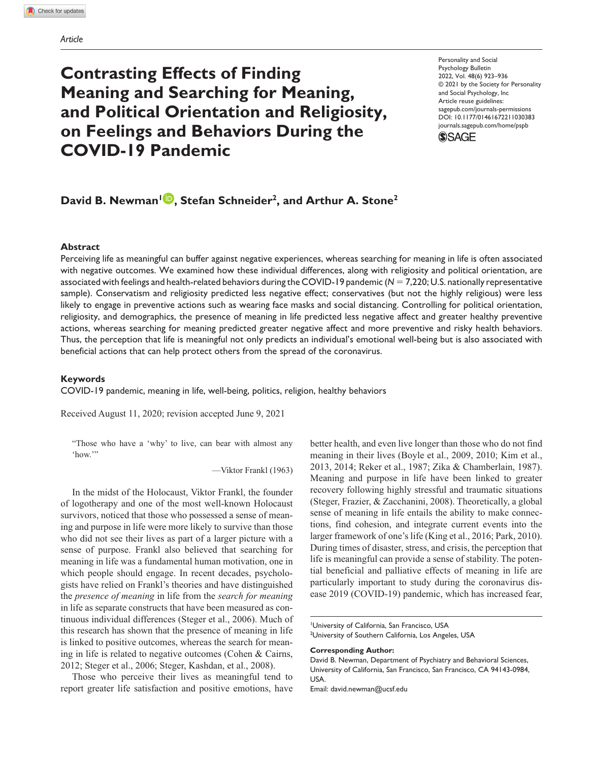Article

# Contrasting Effects of Finding Meaning and Searching for Meaning, and Political Orientation and Religiosity, on Feelings and Behaviors During the COVID-19 Pandemic

Personality and Social Psychology Bulletin
2022, Vol. 48(6) 923–936
© 2021 by the Society for Personality and Social Psychology, Inc
Article reuse guidelines: sagepub.com/journals-permissions
DOI: 10.1177/01461672211030383
journals.sagepub.com/home/pspb

**David B. Newman[1], Stefan Schneider[2], and Arthur A. Stone[2]**

## Abstract

Perceiving life as meaningful can buffer against negative experiences, whereas searching for meaning in life is often associated with negative outcomes. We examined how these individual differences, along with religiosity and political orientation, are associated with feelings and health-related behaviors during the COVID-19 pandemic ($N = 7{,}220$; U.S. nationally representative sample). Conservatism and religiosity predicted less negative effect; conservatives (but not the highly religious) were less likely to engage in preventive actions such as wearing face masks and social distancing. Controlling for political orientation, religiosity, and demographics, the presence of meaning in life predicted less negative affect and greater healthy preventive actions, whereas searching for meaning predicted greater negative affect and more preventive and risky health behaviors. Thus, the perception that life is meaningful not only predicts an individual's emotional well-being but is also associated with beneficial actions that can help protect others from the spread of the coronavirus.

## Keywords

COVID-19 pandemic, meaning in life, well-being, politics, religion, healthy behaviors

Received August 11, 2020; revision accepted June 9, 2021

> "Those who have a 'why' to live, can bear with almost any 'how.'"
>
> —Viktor Frankl (1963)

In the midst of the Holocaust, Viktor Frankl, the founder of logotherapy and one of the most well-known Holocaust survivors, noticed that those who possessed a sense of meaning and purpose in life were more likely to survive than those who did not see their lives as part of a larger picture with a sense of purpose. Frankl also believed that searching for meaning in life was a fundamental human motivation, one in which people should engage. In recent decades, psychologists have relied on Frankl's theories and have distinguished the *presence of meaning* in life from the *search for meaning* in life as separate constructs that have been measured as continuous individual differences (Steger et al., 2006). Much of this research has shown that the presence of meaning in life is linked to positive outcomes, whereas the search for meaning in life is related to negative outcomes (Cohen & Cairns, 2012; Steger et al., 2006; Steger, Kashdan, et al., 2008).

Those who perceive their lives as meaningful tend to report greater life satisfaction and positive emotions, have better health, and even live longer than those who do not find meaning in their lives (Boyle et al., 2009, 2010; Kim et al., 2013, 2014; Reker et al., 1987; Zika & Chamberlain, 1987). Meaning and purpose in life have been linked to greater recovery following highly stressful and traumatic situations (Steger, Frazier, & Zacchanini, 2008). Theoretically, a global sense of meaning in life entails the ability to make connections, find cohesion, and integrate current events into the larger framework of one's life (King et al., 2016; Park, 2010). During times of disaster, stress, and crisis, the perception that life is meaningful can provide a sense of stability. The potential beneficial and palliative effects of meaning in life are particularly important to study during the coronavirus disease 2019 (COVID-19) pandemic, which has increased fear,

[1]University of California, San Francisco, USA
[2]University of Southern California, Los Angeles, USA

**Corresponding Author:**
David B. Newman, Department of Psychiatry and Behavioral Sciences, University of California, San Francisco, San Francisco, CA 94143-0984, USA.
Email: david.newman@ucsf.edu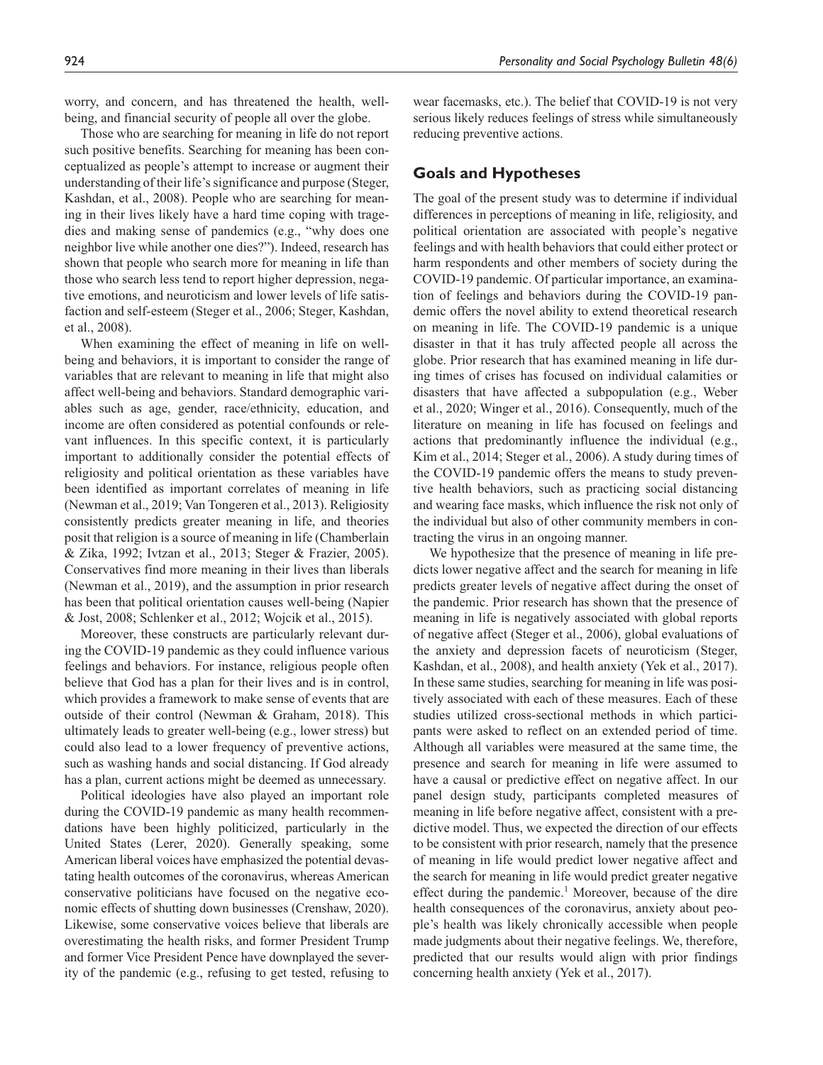worry, and concern, and has threatened the health, well-being, and financial security of people all over the globe.

Those who are searching for meaning in life do not report such positive benefits. Searching for meaning has been conceptualized as people's attempt to increase or augment their understanding of their life's significance and purpose (Steger, Kashdan, et al., 2008). People who are searching for meaning in their lives likely have a hard time coping with tragedies and making sense of pandemics (e.g., "why does one neighbor live while another one dies?"). Indeed, research has shown that people who search more for meaning in life than those who search less tend to report higher depression, negative emotions, and neuroticism and lower levels of life satisfaction and self-esteem (Steger et al., 2006; Steger, Kashdan, et al., 2008).

When examining the effect of meaning in life on well-being and behaviors, it is important to consider the range of variables that are relevant to meaning in life that might also affect well-being and behaviors. Standard demographic variables such as age, gender, race/ethnicity, education, and income are often considered as potential confounds or relevant influences. In this specific context, it is particularly important to additionally consider the potential effects of religiosity and political orientation as these variables have been identified as important correlates of meaning in life (Newman et al., 2019; Van Tongeren et al., 2013). Religiosity consistently predicts greater meaning in life, and theories posit that religion is a source of meaning in life (Chamberlain & Zika, 1992; Ivtzan et al., 2013; Steger & Frazier, 2005). Conservatives find more meaning in their lives than liberals (Newman et al., 2019), and the assumption in prior research has been that political orientation causes well-being (Napier & Jost, 2008; Schlenker et al., 2012; Wojcik et al., 2015).

Moreover, these constructs are particularly relevant during the COVID-19 pandemic as they could influence various feelings and behaviors. For instance, religious people often believe that God has a plan for their lives and is in control, which provides a framework to make sense of events that are outside of their control (Newman & Graham, 2018). This ultimately leads to greater well-being (e.g., lower stress) but could also lead to a lower frequency of preventive actions, such as washing hands and social distancing. If God already has a plan, current actions might be deemed as unnecessary.

Political ideologies have also played an important role during the COVID-19 pandemic as many health recommendations have been highly politicized, particularly in the United States (Lerer, 2020). Generally speaking, some American liberal voices have emphasized the potential devastating health outcomes of the coronavirus, whereas American conservative politicians have focused on the negative economic effects of shutting down businesses (Crenshaw, 2020). Likewise, some conservative voices believe that liberals are overestimating the health risks, and former President Trump and former Vice President Pence have downplayed the severity of the pandemic (e.g., refusing to get tested, refusing to wear facemasks, etc.). The belief that COVID-19 is not very serious likely reduces feelings of stress while simultaneously reducing preventive actions.

## Goals and Hypotheses

The goal of the present study was to determine if individual differences in perceptions of meaning in life, religiosity, and political orientation are associated with people's negative feelings and with health behaviors that could either protect or harm respondents and other members of society during the COVID-19 pandemic. Of particular importance, an examination of feelings and behaviors during the COVID-19 pandemic offers the novel ability to extend theoretical research on meaning in life. The COVID-19 pandemic is a unique disaster in that it has truly affected people all across the globe. Prior research that has examined meaning in life during times of crises has focused on individual calamities or disasters that have affected a subpopulation (e.g., Weber et al., 2020; Winger et al., 2016). Consequently, much of the literature on meaning in life has focused on feelings and actions that predominantly influence the individual (e.g., Kim et al., 2014; Steger et al., 2006). A study during times of the COVID-19 pandemic offers the means to study preventive health behaviors, such as practicing social distancing and wearing face masks, which influence the risk not only of the individual but also of other community members in contracting the virus in an ongoing manner.

We hypothesize that the presence of meaning in life predicts lower negative affect and the search for meaning in life predicts greater levels of negative affect during the onset of the pandemic. Prior research has shown that the presence of meaning in life is negatively associated with global reports of negative affect (Steger et al., 2006), global evaluations of the anxiety and depression facets of neuroticism (Steger, Kashdan, et al., 2008), and health anxiety (Yek et al., 2017). In these same studies, searching for meaning in life was positively associated with each of these measures. Each of these studies utilized cross-sectional methods in which participants were asked to reflect on an extended period of time. Although all variables were measured at the same time, the presence and search for meaning in life were assumed to have a causal or predictive effect on negative affect. In our panel design study, participants completed measures of meaning in life before negative affect, consistent with a predictive model. Thus, we expected the direction of our effects to be consistent with prior research, namely that the presence of meaning in life would predict lower negative affect and the search for meaning in life would predict greater negative effect during the pandemic.[1] Moreover, because of the dire health consequences of the coronavirus, anxiety about people's health was likely chronically accessible when people made judgments about their negative feelings. We, therefore, predicted that our results would align with prior findings concerning health anxiety (Yek et al., 2017).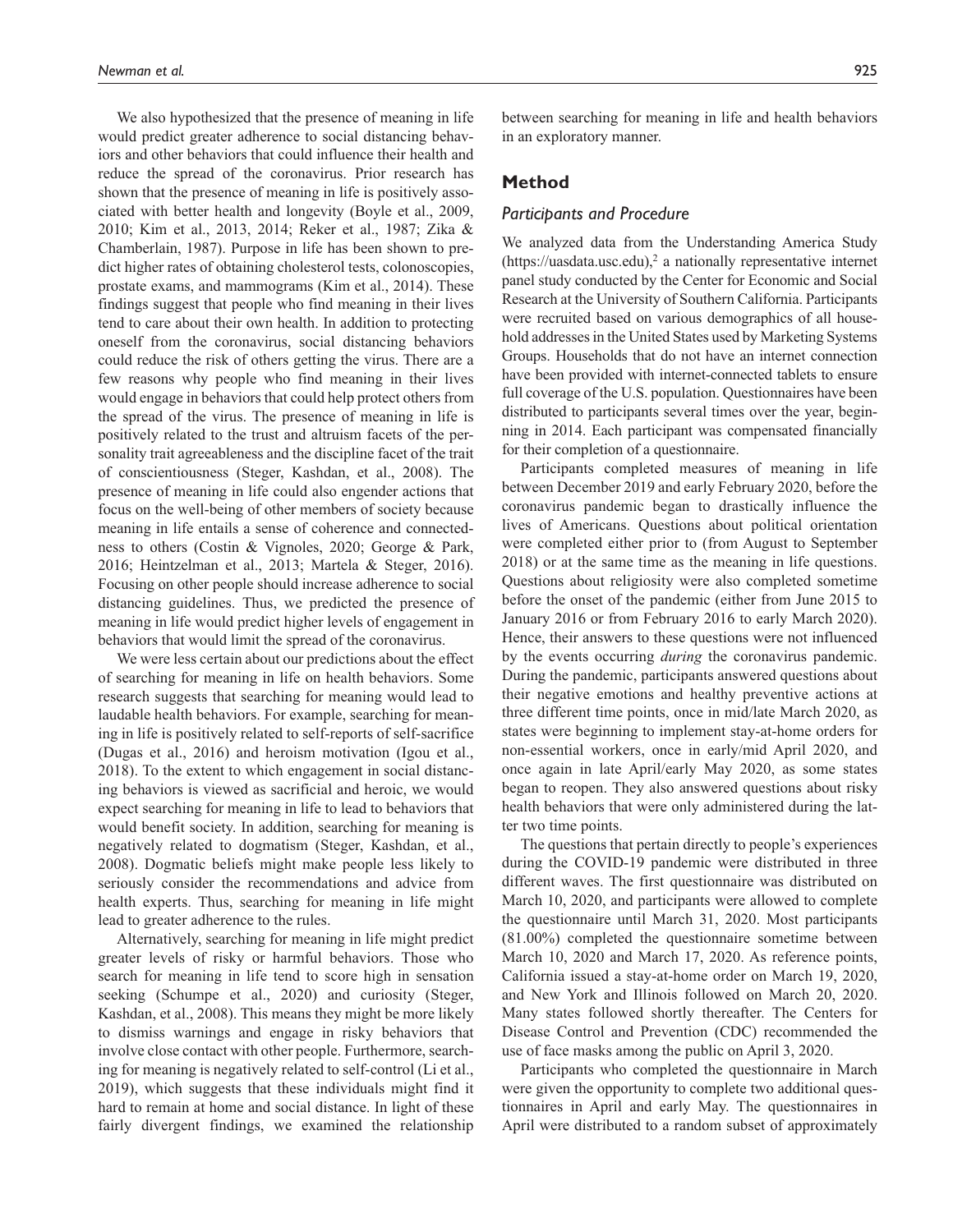We also hypothesized that the presence of meaning in life would predict greater adherence to social distancing behaviors and other behaviors that could influence their health and reduce the spread of the coronavirus. Prior research has shown that the presence of meaning in life is positively associated with better health and longevity (Boyle et al., 2009, 2010; Kim et al., 2013, 2014; Reker et al., 1987; Zika & Chamberlain, 1987). Purpose in life has been shown to predict higher rates of obtaining cholesterol tests, colonoscopies, prostate exams, and mammograms (Kim et al., 2014). These findings suggest that people who find meaning in their lives tend to care about their own health. In addition to protecting oneself from the coronavirus, social distancing behaviors could reduce the risk of others getting the virus. There are a few reasons why people who find meaning in their lives would engage in behaviors that could help protect others from the spread of the virus. The presence of meaning in life is positively related to the trust and altruism facets of the personality trait agreeableness and the discipline facet of the trait of conscientiousness (Steger, Kashdan, et al., 2008). The presence of meaning in life could also engender actions that focus on the well-being of other members of society because meaning in life entails a sense of coherence and connectedness to others (Costin & Vignoles, 2020; George & Park, 2016; Heintzelman et al., 2013; Martela & Steger, 2016). Focusing on other people should increase adherence to social distancing guidelines. Thus, we predicted the presence of meaning in life would predict higher levels of engagement in behaviors that would limit the spread of the coronavirus.

We were less certain about our predictions about the effect of searching for meaning in life on health behaviors. Some research suggests that searching for meaning would lead to laudable health behaviors. For example, searching for meaning in life is positively related to self-reports of self-sacrifice (Dugas et al., 2016) and heroism motivation (Igou et al., 2018). To the extent to which engagement in social distancing behaviors is viewed as sacrificial and heroic, we would expect searching for meaning in life to lead to behaviors that would benefit society. In addition, searching for meaning is negatively related to dogmatism (Steger, Kashdan, et al., 2008). Dogmatic beliefs might make people less likely to seriously consider the recommendations and advice from health experts. Thus, searching for meaning in life might lead to greater adherence to the rules.

Alternatively, searching for meaning in life might predict greater levels of risky or harmful behaviors. Those who search for meaning in life tend to score high in sensation seeking (Schumpe et al., 2020) and curiosity (Steger, Kashdan, et al., 2008). This means they might be more likely to dismiss warnings and engage in risky behaviors that involve close contact with other people. Furthermore, searching for meaning is negatively related to self-control (Li et al., 2019), which suggests that these individuals might find it hard to remain at home and social distance. In light of these fairly divergent findings, we examined the relationship between searching for meaning in life and health behaviors in an exploratory manner.

## Method

### Participants and Procedure

We analyzed data from the Understanding America Study (https://uasdata.usc.edu),[2] a nationally representative internet panel study conducted by the Center for Economic and Social Research at the University of Southern California. Participants were recruited based on various demographics of all household addresses in the United States used by Marketing Systems Groups. Households that do not have an internet connection have been provided with internet-connected tablets to ensure full coverage of the U.S. population. Questionnaires have been distributed to participants several times over the year, beginning in 2014. Each participant was compensated financially for their completion of a questionnaire.

Participants completed measures of meaning in life between December 2019 and early February 2020, before the coronavirus pandemic began to drastically influence the lives of Americans. Questions about political orientation were completed either prior to (from August to September 2018) or at the same time as the meaning in life questions. Questions about religiosity were also completed sometime before the onset of the pandemic (either from June 2015 to January 2016 or from February 2016 to early March 2020). Hence, their answers to these questions were not influenced by the events occurring *during* the coronavirus pandemic. During the pandemic, participants answered questions about their negative emotions and healthy preventive actions at three different time points, once in mid/late March 2020, as states were beginning to implement stay-at-home orders for non-essential workers, once in early/mid April 2020, and once again in late April/early May 2020, as some states began to reopen. They also answered questions about risky health behaviors that were only administered during the latter two time points.

The questions that pertain directly to people's experiences during the COVID-19 pandemic were distributed in three different waves. The first questionnaire was distributed on March 10, 2020, and participants were allowed to complete the questionnaire until March 31, 2020. Most participants (81.00%) completed the questionnaire sometime between March 10, 2020 and March 17, 2020. As reference points, California issued a stay-at-home order on March 19, 2020, and New York and Illinois followed on March 20, 2020. Many states followed shortly thereafter. The Centers for Disease Control and Prevention (CDC) recommended the use of face masks among the public on April 3, 2020.

Participants who completed the questionnaire in March were given the opportunity to complete two additional questionnaires in April and early May. The questionnaires in April were distributed to a random subset of approximately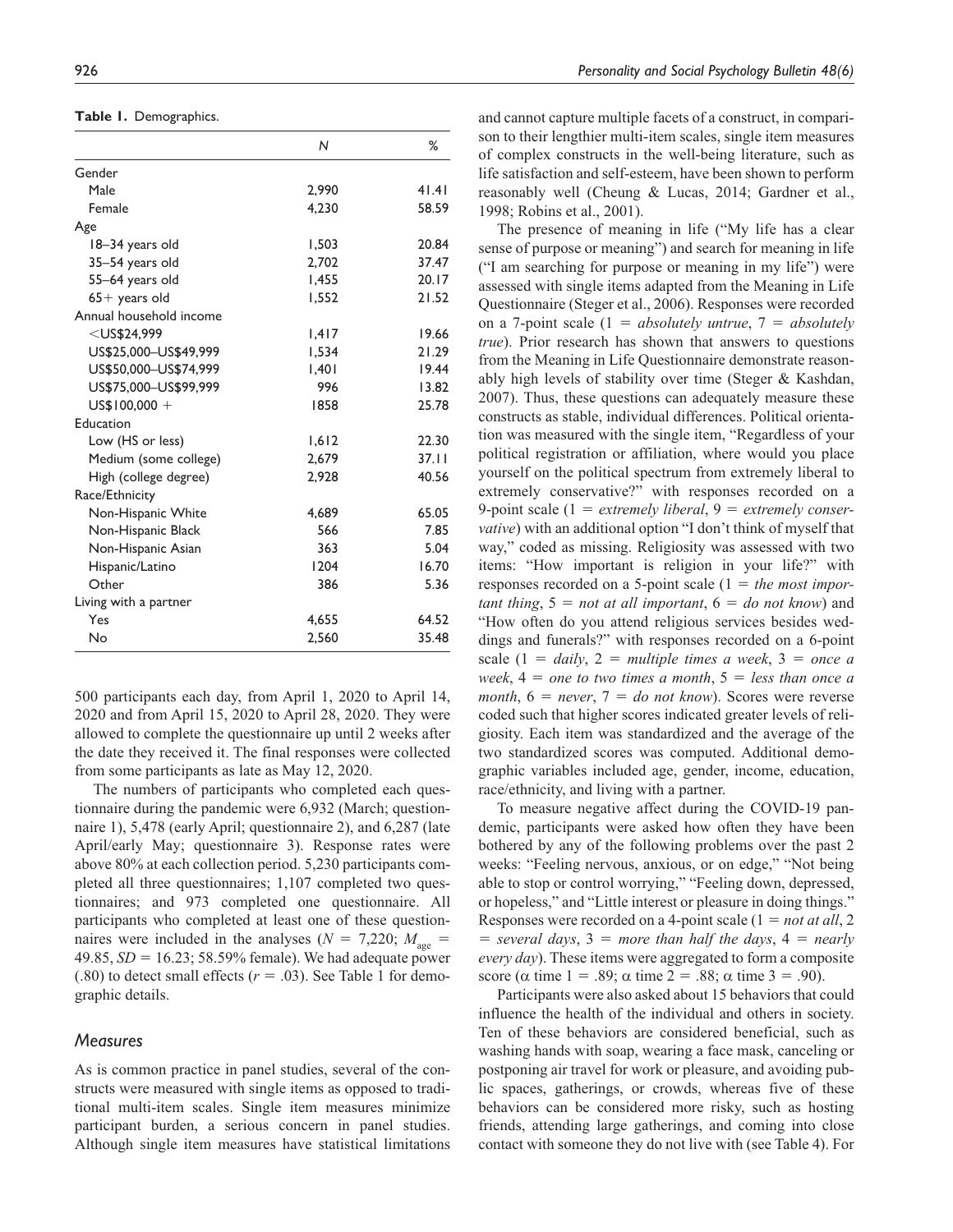**Table 1.** Demographics.

| | N | % |
|---|---|---|
| Gender | | |
| Male | 2,990 | 41.41 |
| Female | 4,230 | 58.59 |
| Age | | |
| 18–34 years old | 1,503 | 20.84 |
| 35–54 years old | 2,702 | 37.47 |
| 55–64 years old | 1,455 | 20.17 |
| 65+ years old | 1,552 | 21.52 |
| Annual household income | | |
| <US$24,999 | 1,417 | 19.66 |
| US$25,000–US$49,999 | 1,534 | 21.29 |
| US$50,000–US$74,999 | 1,401 | 19.44 |
| US$75,000–US$99,999 | 996 | 13.82 |
| US$100,000 + | 1858 | 25.78 |
| Education | | |
| Low (HS or less) | 1,612 | 22.30 |
| Medium (some college) | 2,679 | 37.11 |
| High (college degree) | 2,928 | 40.56 |
| Race/Ethnicity | | |
| Non-Hispanic White | 4,689 | 65.05 |
| Non-Hispanic Black | 566 | 7.85 |
| Non-Hispanic Asian | 363 | 5.04 |
| Hispanic/Latino | 1204 | 16.70 |
| Other | 386 | 5.36 |
| Living with a partner | | |
| Yes | 4,655 | 64.52 |
| No | 2,560 | 35.48 |

500 participants each day, from April 1, 2020 to April 14, 2020 and from April 15, 2020 to April 28, 2020. They were allowed to complete the questionnaire up until 2 weeks after the date they received it. The final responses were collected from some participants as late as May 12, 2020.

The numbers of participants who completed each questionnaire during the pandemic were 6,932 (March; questionnaire 1), 5,478 (early April; questionnaire 2), and 6,287 (late April/early May; questionnaire 3). Response rates were above 80% at each collection period. 5,230 participants completed all three questionnaires; 1,107 completed two questionnaires; and 973 completed one questionnaire. All participants who completed at least one of these questionnaires were included in the analyses ($N = 7{,}220$; $M_{\text{age}} = 49.85$, $SD = 16.23$; 58.59% female). We had adequate power (.80) to detect small effects ($r = .03$). See Table 1 for demographic details.

## Measures

As is common practice in panel studies, several of the constructs were measured with single items as opposed to traditional multi-item scales. Single item measures minimize participant burden, a serious concern in panel studies. Although single item measures have statistical limitations and cannot capture multiple facets of a construct, in comparison to their lengthier multi-item scales, single item measures of complex constructs in the well-being literature, such as life satisfaction and self-esteem, have been shown to perform reasonably well (Cheung & Lucas, 2014; Gardner et al., 1998; Robins et al., 2001).

The presence of meaning in life ("My life has a clear sense of purpose or meaning") and search for meaning in life ("I am searching for purpose or meaning in my life") were assessed with single items adapted from the Meaning in Life Questionnaire (Steger et al., 2006). Responses were recorded on a 7-point scale (1 = *absolutely untrue*, 7 = *absolutely true*). Prior research has shown that answers to questions from the Meaning in Life Questionnaire demonstrate reasonably high levels of stability over time (Steger & Kashdan, 2007). Thus, these questions can adequately measure these constructs as stable, individual differences. Political orientation was measured with the single item, "Regardless of your political registration or affiliation, where would you place yourself on the political spectrum from extremely liberal to extremely conservative?" with responses recorded on a 9-point scale (1 = *extremely liberal*, 9 = *extremely conservative*) with an additional option "I don't think of myself that way," coded as missing. Religiosity was assessed with two items: "How important is religion in your life?" with responses recorded on a 5-point scale (1 = *the most important thing*, 5 = *not at all important*, 6 = *do not know*) and "How often do you attend religious services besides weddings and funerals?" with responses recorded on a 6-point scale (1 = *daily*, 2 = *multiple times a week*, 3 = *once a week*, 4 = *one to two times a month*, 5 = *less than once a month*, 6 = *never*, 7 = *do not know*). Scores were reverse coded such that higher scores indicated greater levels of religiosity. Each item was standardized and the average of the two standardized scores was computed. Additional demographic variables included age, gender, income, education, race/ethnicity, and living with a partner.

To measure negative affect during the COVID-19 pandemic, participants were asked how often they have been bothered by any of the following problems over the past 2 weeks: "Feeling nervous, anxious, or on edge," "Not being able to stop or control worrying," "Feeling down, depressed, or hopeless," and "Little interest or pleasure in doing things." Responses were recorded on a 4-point scale (1 = *not at all*, 2 = *several days*, 3 = *more than half the days*, 4 = *nearly every day*). These items were aggregated to form a composite score ($\alpha$ time 1 = .89; $\alpha$ time 2 = .88; $\alpha$ time 3 = .90).

Participants were also asked about 15 behaviors that could influence the health of the individual and others in society. Ten of these behaviors are considered beneficial, such as washing hands with soap, wearing a face mask, canceling or postponing air travel for work or pleasure, and avoiding public spaces, gatherings, or crowds, whereas five of these behaviors can be considered more risky, such as hosting friends, attending large gatherings, and coming into close contact with someone they do not live with (see Table 4). For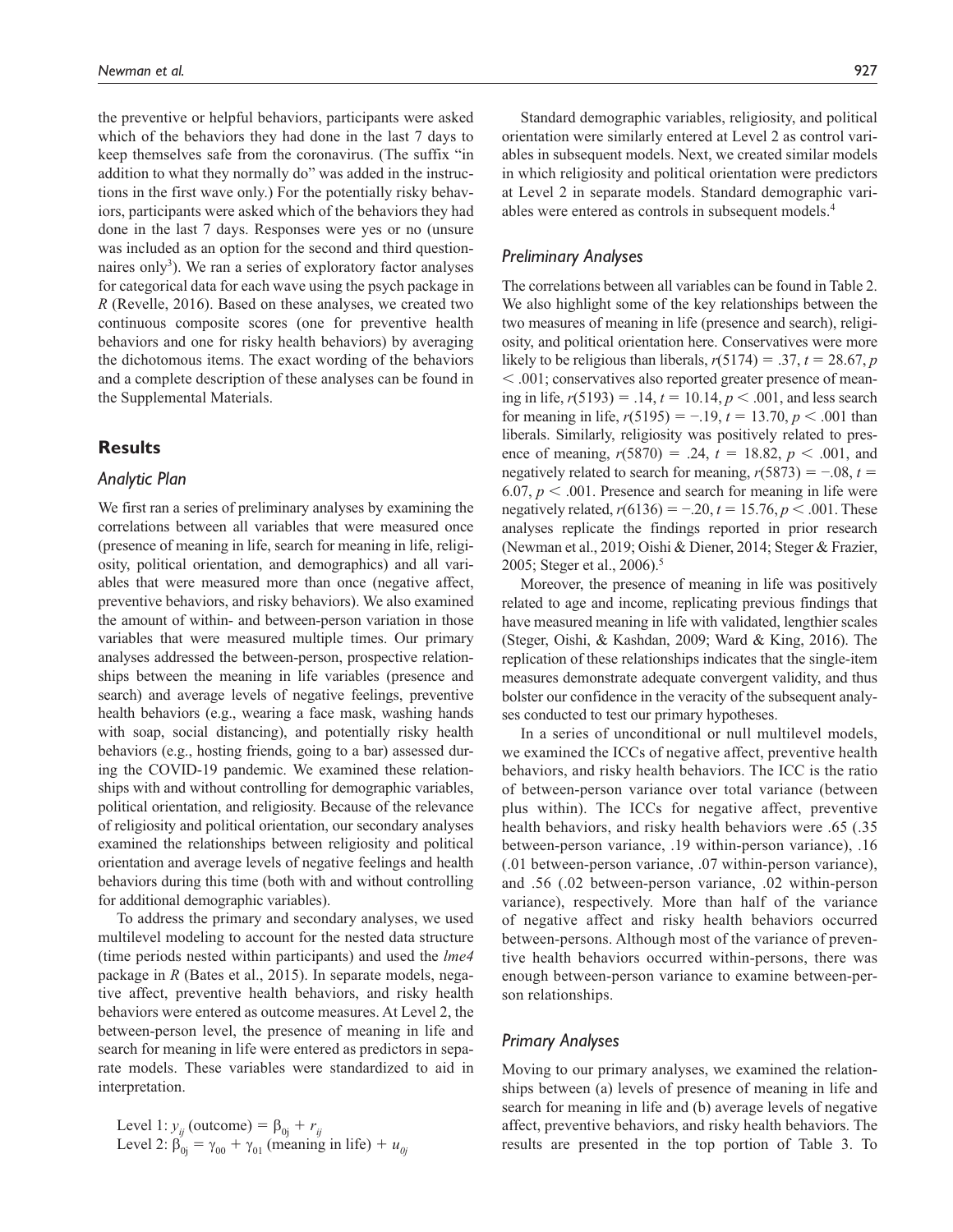the preventive or helpful behaviors, participants were asked which of the behaviors they had done in the last 7 days to keep themselves safe from the coronavirus. (The suffix "in addition to what they normally do" was added in the instructions in the first wave only.) For the potentially risky behaviors, participants were asked which of the behaviors they had done in the last 7 days. Responses were yes or no (unsure was included as an option for the second and third questionnaires only[3]). We ran a series of exploratory factor analyses for categorical data for each wave using the psych package in *R* (Revelle, 2016). Based on these analyses, we created two continuous composite scores (one for preventive health behaviors and one for risky health behaviors) by averaging the dichotomous items. The exact wording of the behaviors and a complete description of these analyses can be found in the Supplemental Materials.

## Results

### Analytic Plan

We first ran a series of preliminary analyses by examining the correlations between all variables that were measured once (presence of meaning in life, search for meaning in life, religiosity, political orientation, and demographics) and all variables that were measured more than once (negative affect, preventive behaviors, and risky behaviors). We also examined the amount of within- and between-person variation in those variables that were measured multiple times. Our primary analyses addressed the between-person, prospective relationships between the meaning in life variables (presence and search) and average levels of negative feelings, preventive health behaviors (e.g., wearing a face mask, washing hands with soap, social distancing), and potentially risky health behaviors (e.g., hosting friends, going to a bar) assessed during the COVID-19 pandemic. We examined these relationships with and without controlling for demographic variables, political orientation, and religiosity. Because of the relevance of religiosity and political orientation, our secondary analyses examined the relationships between religiosity and political orientation and average levels of negative feelings and health behaviors during this time (both with and without controlling for additional demographic variables).

To address the primary and secondary analyses, we used multilevel modeling to account for the nested data structure (time periods nested within participants) and used the *lme4* package in *R* (Bates et al., 2015). In separate models, negative affect, preventive health behaviors, and risky health behaviors were entered as outcome measures. At Level 2, the between-person level, the presence of meaning in life and search for meaning in life were entered as predictors in separate models. These variables were standardized to aid in interpretation.

Level 1: $y_{ij}$ (outcome) = $\beta_{0j} + r_{ij}$
Level 2: $\beta_{0j} = \gamma_{00} + \gamma_{01}$ (meaning in life) + $u_{0j}$

Standard demographic variables, religiosity, and political orientation were similarly entered at Level 2 as control variables in subsequent models. Next, we created similar models in which religiosity and political orientation were predictors at Level 2 in separate models. Standard demographic variables were entered as controls in subsequent models.[4]

### Preliminary Analyses

The correlations between all variables can be found in Table 2. We also highlight some of the key relationships between the two measures of meaning in life (presence and search), religiosity, and political orientation here. Conservatives were more likely to be religious than liberals, $r(5174) = .37$, $t = 28.67$, $p < .001$; conservatives also reported greater presence of meaning in life, $r(5193) = .14$, $t = 10.14$, $p < .001$, and less search for meaning in life, $r(5195) = -.19$, $t = 13.70$, $p < .001$ than liberals. Similarly, religiosity was positively related to presence of meaning, $r(5870) = .24$, $t = 18.82$, $p < .001$, and negatively related to search for meaning, $r(5873) = -.08$, $t = 6.07$, $p < .001$. Presence and search for meaning in life were negatively related, $r(6136) = -.20$, $t = 15.76$, $p < .001$. These analyses replicate the findings reported in prior research (Newman et al., 2019; Oishi & Diener, 2014; Steger & Frazier, 2005; Steger et al., 2006).[5]

Moreover, the presence of meaning in life was positively related to age and income, replicating previous findings that have measured meaning in life with validated, lengthier scales (Steger, Oishi, & Kashdan, 2009; Ward & King, 2016). The replication of these relationships indicates that the single-item measures demonstrate adequate convergent validity, and thus bolster our confidence in the veracity of the subsequent analyses conducted to test our primary hypotheses.

In a series of unconditional or null multilevel models, we examined the ICCs of negative affect, preventive health behaviors, and risky health behaviors. The ICC is the ratio of between-person variance over total variance (between plus within). The ICCs for negative affect, preventive health behaviors, and risky health behaviors were .65 (.35 between-person variance, .19 within-person variance), .16 (.01 between-person variance, .07 within-person variance), and .56 (.02 between-person variance, .02 within-person variance), respectively. More than half of the variance of negative affect and risky health behaviors occurred between-persons. Although most of the variance of preventive health behaviors occurred within-persons, there was enough between-person variance to examine between-person relationships.

### Primary Analyses

Moving to our primary analyses, we examined the relationships between (a) levels of presence of meaning in life and search for meaning in life and (b) average levels of negative affect, preventive behaviors, and risky health behaviors. The results are presented in the top portion of Table 3. To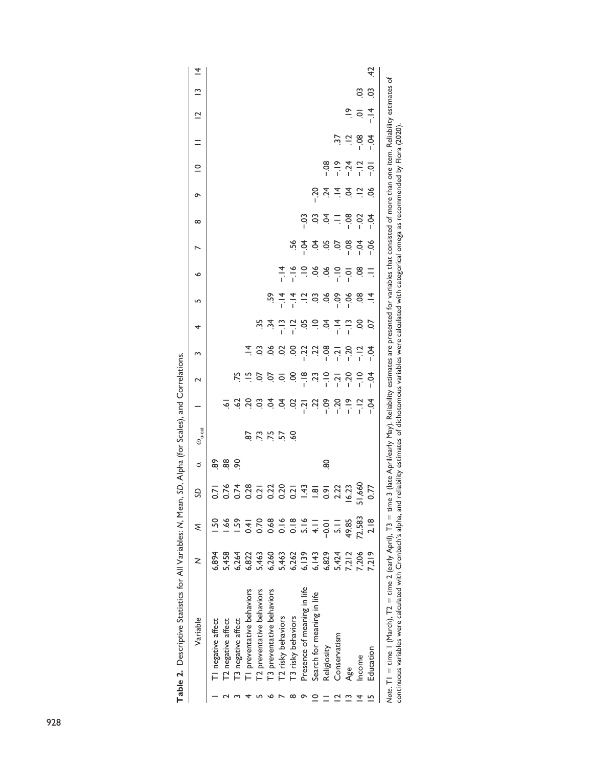**Table 2.** Descriptive Statistics for All Variables: *N*, Mean, *SD*, Alpha (for Scales), and Correlations.

| | Variable | *N* | *M* | *SD* | α | $\omega_{u\text{-cat}}$ | 1 | 2 | 3 | 4 | 5 | 6 | 7 | 8 | 9 | 10 | 11 | 12 | 13 | 14 |
|---|---|---|---|---|---|---|---|---|---|---|---|---|---|---|---|---|---|---|---|---|
| 1 | T1 negative affect | 6,894 | 1.50 | 0.71 | .89 | | | | | | | | | | | | | | | |
| 2 | T2 negative affect | 5,458 | 1.66 | 0.76 | .88 | | .61 | | | | | | | | | | | | | |
| 3 | T3 negative affect | 6,264 | 1.59 | 0.74 | .90 | | .62 | .75 | | | | | | | | | | | | |
| 4 | T1 preventative behaviors | 6,822 | 0.41 | 0.28 | | .87 | .20 | .15 | .14 | | | | | | | | | | | |
| 5 | T2 preventative behaviors | 5,463 | 0.70 | 0.21 | | .73 | .03 | .07 | .03 | .35 | | | | | | | | | | |
| 6 | T3 preventative behaviors | 6,260 | 0.68 | 0.22 | | .75 | .04 | .07 | .06 | .34 | .59 | | | | | | | | | |
| 7 | T2 risky behaviors | 5,463 | 0.16 | 0.20 | | .57 | .04 | .01 | .02 | −.13 | −.14 | −.14 | | | | | | | | |
| 8 | T3 risky behaviors | 6,262 | 0.18 | 0.21 | | .60 | .02 | .00 | .00 | −.12 | −.14 | −.16 | .56 | | | | | | | |
| 9 | Presence of meaning in life | 6,139 | 5.16 | 1.43 | | | −.21 | −.18 | −.22 | .05 | .12 | .10 | −.04 | −.03 | | | | | | |
| 10 | Search for meaning in life | 6,143 | 4.11 | 1.81 | | | .22 | .23 | .22 | .10 | .03 | .06 | .04 | .03 | −.20 | | | | | |
| 11 | Religiosity | 6,829 | −0.01 | 0.91 | .80 | | −.09 | −.10 | −.08 | .04 | .06 | .06 | .05 | .04 | .24 | −.08 | | | | |
| 12 | Conservatism | 5,424 | 5.11 | 2.22 | | | −.20 | −.21 | −.21 | −.14 | −.09 | −.10 | .07 | .11 | .14 | −.19 | .37 | | | |
| 13 | Age | 7,212 | 49.85 | 16.23 | | | −.19 | −.20 | −.20 | −.13 | −.06 | −.01 | −.08 | −.08 | .04 | −.24 | .12 | .19 | | |
| 14 | Income | 7,206 | 72,583 | 51,660 | | | −.12 | −.10 | −.12 | .00 | .08 | .08 | −.04 | −.02 | .12 | −.12 | −.08 | .01 | .03 | |
| 15 | Education | 7,219 | 2.18 | 0.77 | | | −.04 | −.04 | −.04 | .07 | .14 | .11 | −.06 | −.04 | .06 | −.01 | −.04 | −.14 | .03 | .42 |

*Note*. T1 = time 1 (March), T2 = time 2 (early April), T3 = time 3 (late April/early May). Reliability estimates are presented for variables that consisted of more than one item. Reliability estimates of continuous variables were calculated with Cronbach's alpha, and reliability estimates of dichotomous variables were calculated with categorical omega as recommended by Flora (2020).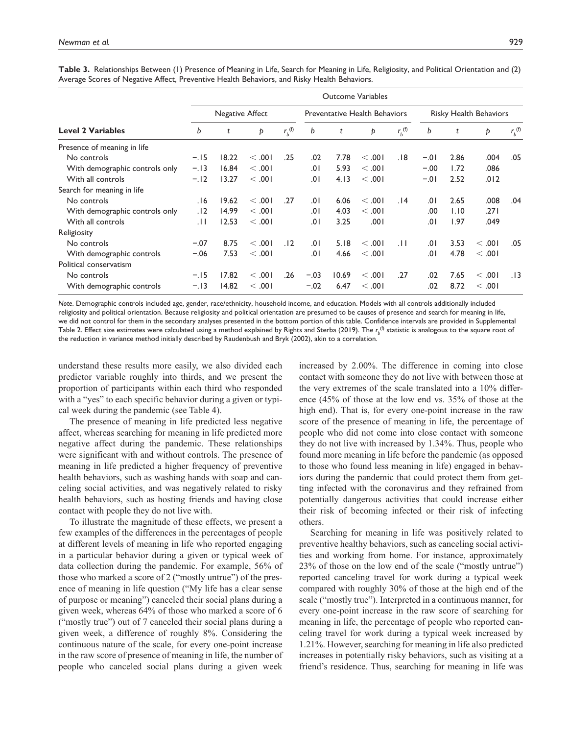**Table 3.** Relationships Between (1) Presence of Meaning in Life, Search for Meaning in Life, Religiosity, and Political Orientation and (2) Average Scores of Negative Affect, Preventive Health Behaviors, and Risky Health Behaviors.

| | Outcome Variables | | | | | | | | | | | |
|---|---|---|---|---|---|---|---|---|---|---|---|---|
| | Negative Affect | | | | Preventative Health Behaviors | | | | Risky Health Behaviors | | | |
| **Level 2 Variables** | *b* | *t* | *p* | $r_b^{(f)}$ | *b* | *t* | *p* | $r_b^{(f)}$ | *b* | *t* | *p* | $r_b^{(f)}$ |
| Presence of meaning in life | | | | | | | | | | | | |
| No controls | −.15 | 18.22 | < .001 | .25 | .02 | 7.78 | < .001 | .18 | −.01 | 2.86 | .004 | .05 |
| With demographic controls only | −.13 | 16.84 | < .001 | | .01 | 5.93 | < .001 | | −.00 | 1.72 | .086 | |
| With all controls | −.12 | 13.27 | < .001 | | .01 | 4.13 | < .001 | | −.01 | 2.52 | .012 | |
| Search for meaning in life | | | | | | | | | | | | |
| No controls | .16 | 19.62 | < .001 | .27 | .01 | 6.06 | < .001 | .14 | .01 | 2.65 | .008 | .04 |
| With demographic controls only | .12 | 14.99 | < .001 | | .01 | 4.03 | < .001 | | .00 | 1.10 | .271 | |
| With all controls | .11 | 12.53 | < .001 | | .01 | 3.25 | .001 | | .01 | 1.97 | .049 | |
| Religiosity | | | | | | | | | | | | |
| No controls | −.07 | 8.75 | < .001 | .12 | .01 | 5.18 | < .001 | .11 | .01 | 3.53 | < .001 | .05 |
| With demographic controls | −.06 | 7.53 | < .001 | | .01 | 4.66 | < .001 | | .01 | 4.78 | < .001 | |
| Political conservatism | | | | | | | | | | | | |
| No controls | −.15 | 17.82 | < .001 | .26 | −.03 | 10.69 | < .001 | .27 | .02 | 7.65 | < .001 | .13 |
| With demographic controls | −.13 | 14.82 | < .001 | | −.02 | 6.47 | < .001 | | .02 | 8.72 | < .001 | |

*Note.* Demographic controls included age, gender, race/ethnicity, household income, and education. Models with all controls additionally included religiosity and political orientation. Because religiosity and political orientation are presumed to be causes of presence and search for meaning in life, we did not control for them in the secondary analyses presented in the bottom portion of this table. Confidence intervals are provided in Supplemental Table 2. Effect size estimates were calculated using a method explained by Rights and Sterba (2019). The $r_b^{(f)}$ statistic is analogous to the square root of the reduction in variance method initially described by Raudenbush and Bryk (2002), akin to a correlation.

understand these results more easily, we also divided each predictor variable roughly into thirds, and we present the proportion of participants within each third who responded with a "yes" to each specific behavior during a given or typical week during the pandemic (see Table 4).

The presence of meaning in life predicted less negative affect, whereas searching for meaning in life predicted more negative affect during the pandemic. These relationships were significant with and without controls. The presence of meaning in life predicted a higher frequency of preventive health behaviors, such as washing hands with soap and canceling social activities, and was negatively related to risky health behaviors, such as hosting friends and having close contact with people they do not live with.

To illustrate the magnitude of these effects, we present a few examples of the differences in the percentages of people at different levels of meaning in life who reported engaging in a particular behavior during a given or typical week of data collection during the pandemic. For example, 56% of those who marked a score of 2 ("mostly untrue") of the presence of meaning in life question ("My life has a clear sense of purpose or meaning") canceled their social plans during a given week, whereas 64% of those who marked a score of 6 ("mostly true") out of 7 canceled their social plans during a given week, a difference of roughly 8%. Considering the continuous nature of the scale, for every one-point increase in the raw score of presence of meaning in life, the number of people who canceled social plans during a given week increased by 2.00%. The difference in coming into close contact with someone they do not live with between those at the very extremes of the scale translated into a 10% difference (45% of those at the low end vs. 35% of those at the high end). That is, for every one-point increase in the raw score of the presence of meaning in life, the percentage of people who did not come into close contact with someone they do not live with increased by 1.34%. Thus, people who found more meaning in life before the pandemic (as opposed to those who found less meaning in life) engaged in behaviors during the pandemic that could protect them from getting infected with the coronavirus and they refrained from potentially dangerous activities that could increase either their risk of becoming infected or their risk of infecting others.

Searching for meaning in life was positively related to preventive healthy behaviors, such as canceling social activities and working from home. For instance, approximately 23% of those on the low end of the scale ("mostly untrue") reported canceling travel for work during a typical week compared with roughly 30% of those at the high end of the scale ("mostly true"). Interpreted in a continuous manner, for every one-point increase in the raw score of searching for meaning in life, the percentage of people who reported canceling travel for work during a typical week increased by 1.21%. However, searching for meaning in life also predicted increases in potentially risky behaviors, such as visiting at a friend's residence. Thus, searching for meaning in life was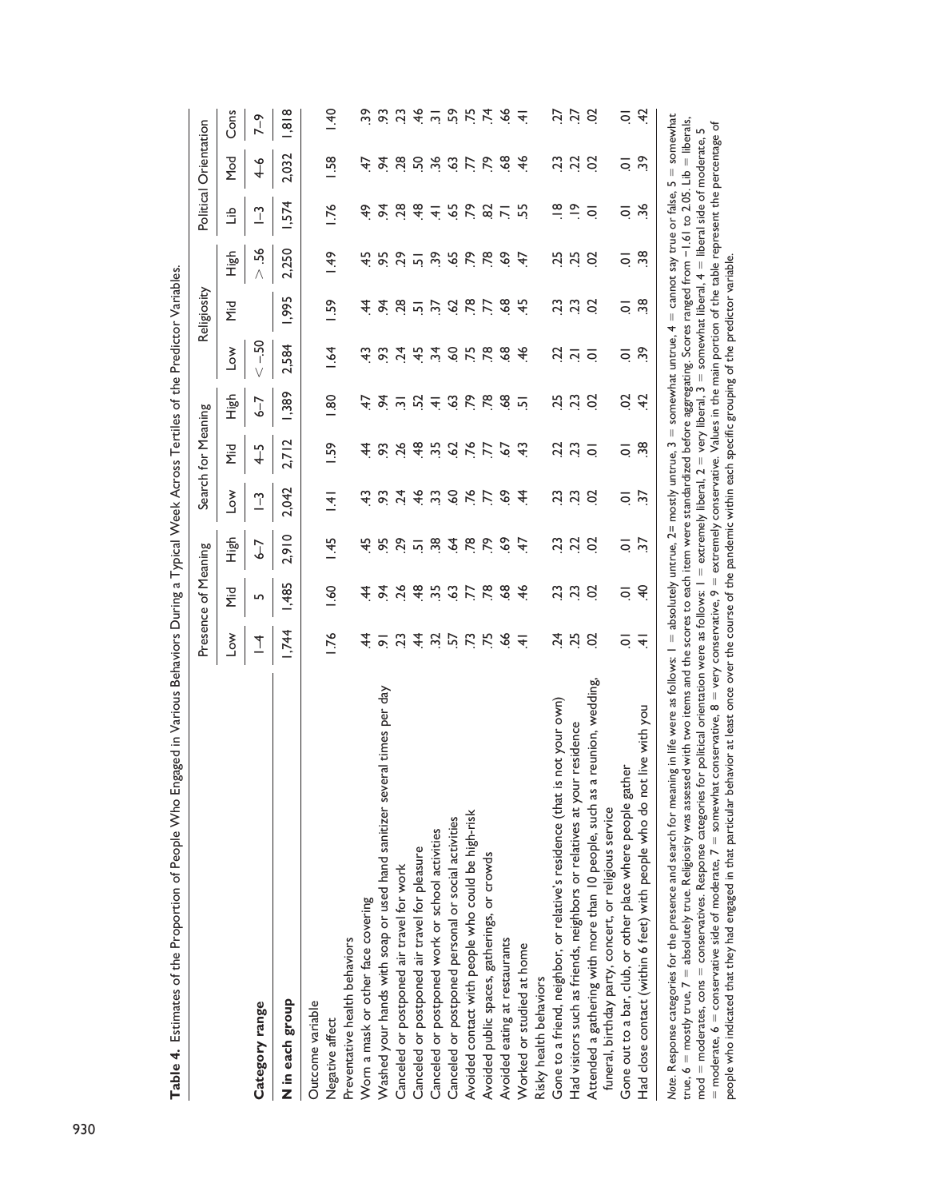**Table 4.** Estimates of the Proportion of People Who Engaged in Various Behaviors During a Typical Week Across Tertiles of the Predictor Variables.

| | Presence of Meaning | | | Search for Meaning | | | Religiosity | | | Political Orientation | | |
|---|---|---|---|---|---|---|---|---|---|---|---|---|
| | Low | Mid | High | Low | Mid | High | Low | Mid | High | Lib | Mod | Cons |
| **Category range** | 1–4 | 5 | 6–7 | 1–3 | 4–5 | 6–7 | < −.50 | | > .56 | 1–3 | 4–6 | 7–9 |
| **N in each group** | 1,744 | 1,485 | 2,910 | 2,042 | 2,712 | 1,389 | 2,584 | 1,995 | 2,250 | 1,574 | 2,032 | 1,818 |
| Outcome variable | | | | | | | | | | | | |
| Negative affect | 1.76 | 1.60 | 1.45 | 1.41 | 1.59 | 1.80 | 1.64 | 1.59 | 1.49 | 1.76 | 1.58 | 1.40 |
| Preventative health behaviors | | | | | | | | | | | | |
| Worn a mask or other face covering | .44 | .44 | .45 | .43 | .44 | .47 | .43 | .44 | .45 | .49 | .47 | .39 |
| Washed your hands with soap or used hand sanitizer several times per day | .91 | .94 | .95 | .93 | .93 | .94 | .93 | .94 | .95 | .94 | .94 | .93 |
| Canceled or postponed air travel for work | .23 | .26 | .29 | .24 | .26 | .31 | .24 | .28 | .29 | .28 | .28 | .23 |
| Canceled or postponed air travel for pleasure | .44 | .48 | .51 | .46 | .48 | .52 | .45 | .51 | .51 | .48 | .50 | .46 |
| Canceled or postponed work or school activities | .32 | .35 | .38 | .33 | .35 | .41 | .34 | .37 | .39 | .41 | .36 | .31 |
| Canceled or postponed personal or social activities | .57 | .63 | .64 | .60 | .62 | .63 | .60 | .62 | .65 | .65 | .63 | .59 |
| Avoided contact with people who could be high-risk | .73 | .77 | .78 | .76 | .76 | .79 | .75 | .78 | .79 | .79 | .77 | .75 |
| Avoided public spaces, gatherings, or crowds | .75 | .78 | .79 | .77 | .77 | .78 | .78 | .77 | .78 | .82 | .79 | .74 |
| Avoided eating at restaurants | .66 | .68 | .69 | .69 | .67 | .68 | .68 | .68 | .69 | .71 | .68 | .66 |
| Worked or studied at home | .41 | .46 | .47 | .44 | .43 | .51 | .46 | .45 | .47 | .55 | .46 | .41 |
| Risky health behaviors | | | | | | | | | | | | |
| Gone to a friend, neighbor, or relative's residence (that is not your own) | .24 | .23 | .23 | .23 | .22 | .25 | .22 | .23 | .25 | .18 | .23 | .27 |
| Had visitors such as friends, neighbors or relatives at your residence | .25 | .23 | .22 | .23 | .23 | .23 | .21 | .23 | .25 | .19 | .22 | .27 |
| Attended a gathering with more than 10 people, such as a reunion, wedding, funeral, birthday party, concert, or religious service | .02 | .02 | .02 | .02 | .01 | .02 | .01 | .02 | .02 | .01 | .02 | .02 |
| Gone out to a bar, club, or other place where people gather | .01 | .01 | .01 | .01 | .01 | .02 | .01 | .01 | .01 | .01 | .01 | .01 |
| Had close contact (within 6 feet) with people who do not live with you | .41 | .40 | .37 | .37 | .38 | .42 | .39 | .38 | .38 | .36 | .39 | .42 |

*Note.* Response categories for the presence and search for meaning in life were as follows: 1 = absolutely untrue, 2= mostly untrue, 3 = somewhat untrue, 4 = cannot say true or false, 5 = somewhat true, 6 = mostly true, 7 = absolutely true. Religiosity was assessed with two items and the scores to each item were standardized before aggregating. Scores ranged from −1.61 to 2.05. Lib = liberals, mod = moderates, cons = conservatives. Response categories for political orientation were as follows: 1 = extremely liberal, 2 = very liberal, 3 = somewhat liberal, 4 = liberal side of moderate, 5 = moderate, 6 = conservative side of moderate, 7 = somewhat conservative, 8 = very conservative, 9 = extremely conservative. Values in the main portion of the table represent the percentage of people who indicated that they had engaged in that particular behavior at least once over the course of the pandemic within each specific grouping of the predictor variable.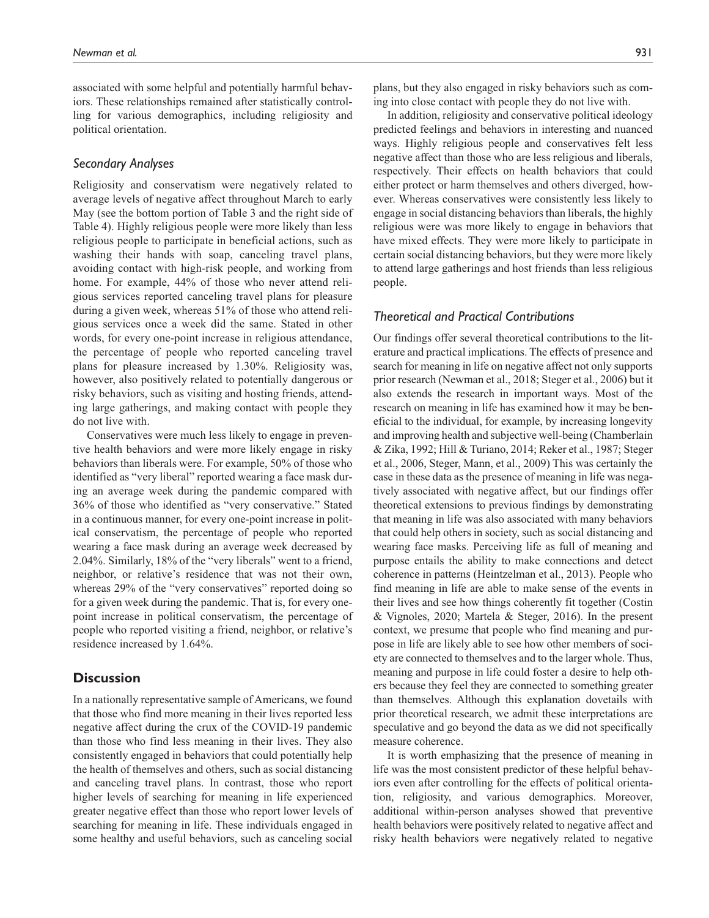associated with some helpful and potentially harmful behaviors. These relationships remained after statistically controlling for various demographics, including religiosity and political orientation.

### *Secondary Analyses*

Religiosity and conservatism were negatively related to average levels of negative affect throughout March to early May (see the bottom portion of Table 3 and the right side of Table 4). Highly religious people were more likely than less religious people to participate in beneficial actions, such as washing their hands with soap, canceling travel plans, avoiding contact with high-risk people, and working from home. For example, 44% of those who never attend religious services reported canceling travel plans for pleasure during a given week, whereas 51% of those who attend religious services once a week did the same. Stated in other words, for every one-point increase in religious attendance, the percentage of people who reported canceling travel plans for pleasure increased by 1.30%. Religiosity was, however, also positively related to potentially dangerous or risky behaviors, such as visiting and hosting friends, attending large gatherings, and making contact with people they do not live with.

Conservatives were much less likely to engage in preventive health behaviors and were more likely engage in risky behaviors than liberals were. For example, 50% of those who identified as "very liberal" reported wearing a face mask during an average week during the pandemic compared with 36% of those who identified as "very conservative." Stated in a continuous manner, for every one-point increase in political conservatism, the percentage of people who reported wearing a face mask during an average week decreased by 2.04%. Similarly, 18% of the "very liberals" went to a friend, neighbor, or relative's residence that was not their own, whereas 29% of the "very conservatives" reported doing so for a given week during the pandemic. That is, for every one-point increase in political conservatism, the percentage of people who reported visiting a friend, neighbor, or relative's residence increased by 1.64%.

## Discussion

In a nationally representative sample of Americans, we found that those who find more meaning in their lives reported less negative affect during the crux of the COVID-19 pandemic than those who find less meaning in their lives. They also consistently engaged in behaviors that could potentially help the health of themselves and others, such as social distancing and canceling travel plans. In contrast, those who report higher levels of searching for meaning in life experienced greater negative effect than those who report lower levels of searching for meaning in life. These individuals engaged in some healthy and useful behaviors, such as canceling social plans, but they also engaged in risky behaviors such as coming into close contact with people they do not live with.

In addition, religiosity and conservative political ideology predicted feelings and behaviors in interesting and nuanced ways. Highly religious people and conservatives felt less negative affect than those who are less religious and liberals, respectively. Their effects on health behaviors that could either protect or harm themselves and others diverged, however. Whereas conservatives were consistently less likely to engage in social distancing behaviors than liberals, the highly religious were was more likely to engage in behaviors that have mixed effects. They were more likely to participate in certain social distancing behaviors, but they were more likely to attend large gatherings and host friends than less religious people.

### *Theoretical and Practical Contributions*

Our findings offer several theoretical contributions to the literature and practical implications. The effects of presence and search for meaning in life on negative affect not only supports prior research (Newman et al., 2018; Steger et al., 2006) but it also extends the research in important ways. Most of the research on meaning in life has examined how it may be beneficial to the individual, for example, by increasing longevity and improving health and subjective well-being (Chamberlain & Zika, 1992; Hill & Turiano, 2014; Reker et al., 1987; Steger et al., 2006, Steger, Mann, et al., 2009) This was certainly the case in these data as the presence of meaning in life was negatively associated with negative affect, but our findings offer theoretical extensions to previous findings by demonstrating that meaning in life was also associated with many behaviors that could help others in society, such as social distancing and wearing face masks. Perceiving life as full of meaning and purpose entails the ability to make connections and detect coherence in patterns (Heintzelman et al., 2013). People who find meaning in life are able to make sense of the events in their lives and see how things coherently fit together (Costin & Vignoles, 2020; Martela & Steger, 2016). In the present context, we presume that people who find meaning and purpose in life are likely able to see how other members of society are connected to themselves and to the larger whole. Thus, meaning and purpose in life could foster a desire to help others because they feel they are connected to something greater than themselves. Although this explanation dovetails with prior theoretical research, we admit these interpretations are speculative and go beyond the data as we did not specifically measure coherence.

It is worth emphasizing that the presence of meaning in life was the most consistent predictor of these helpful behaviors even after controlling for the effects of political orientation, religiosity, and various demographics. Moreover, additional within-person analyses showed that preventive health behaviors were positively related to negative affect and risky health behaviors were negatively related to negative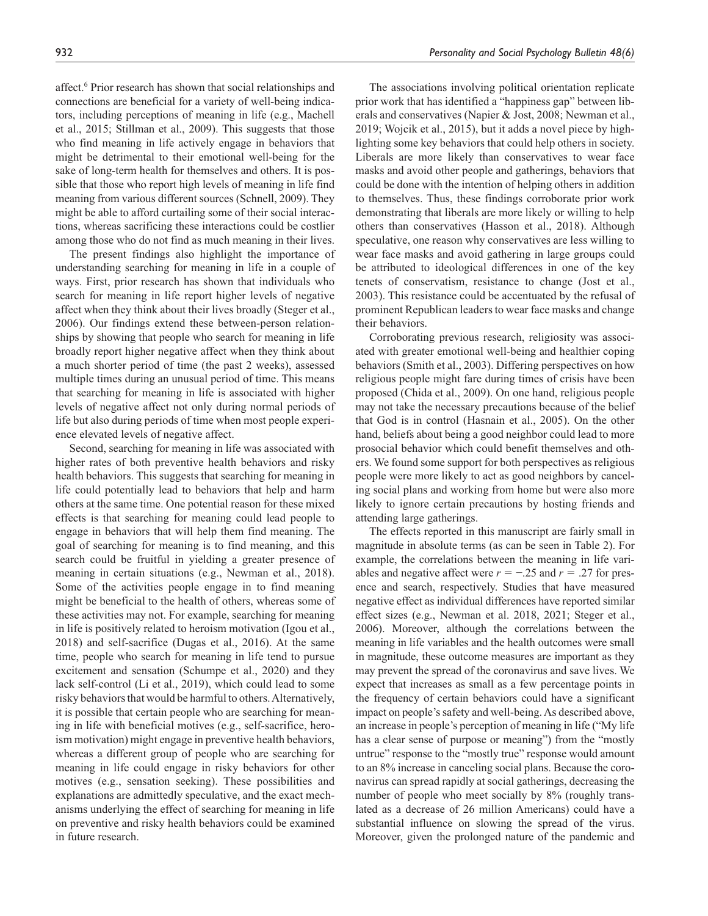affect.[6] Prior research has shown that social relationships and connections are beneficial for a variety of well-being indicators, including perceptions of meaning in life (e.g., Machell et al., 2015; Stillman et al., 2009). This suggests that those who find meaning in life actively engage in behaviors that might be detrimental to their emotional well-being for the sake of long-term health for themselves and others. It is possible that those who report high levels of meaning in life find meaning from various different sources (Schnell, 2009). They might be able to afford curtailing some of their social interactions, whereas sacrificing these interactions could be costlier among those who do not find as much meaning in their lives.

The present findings also highlight the importance of understanding searching for meaning in life in a couple of ways. First, prior research has shown that individuals who search for meaning in life report higher levels of negative affect when they think about their lives broadly (Steger et al., 2006). Our findings extend these between-person relationships by showing that people who search for meaning in life broadly report higher negative affect when they think about a much shorter period of time (the past 2 weeks), assessed multiple times during an unusual period of time. This means that searching for meaning in life is associated with higher levels of negative affect not only during normal periods of life but also during periods of time when most people experience elevated levels of negative affect.

Second, searching for meaning in life was associated with higher rates of both preventive health behaviors and risky health behaviors. This suggests that searching for meaning in life could potentially lead to behaviors that help and harm others at the same time. One potential reason for these mixed effects is that searching for meaning could lead people to engage in behaviors that will help them find meaning. The goal of searching for meaning is to find meaning, and this search could be fruitful in yielding a greater presence of meaning in certain situations (e.g., Newman et al., 2018). Some of the activities people engage in to find meaning might be beneficial to the health of others, whereas some of these activities may not. For example, searching for meaning in life is positively related to heroism motivation (Igou et al., 2018) and self-sacrifice (Dugas et al., 2016). At the same time, people who search for meaning in life tend to pursue excitement and sensation (Schumpe et al., 2020) and they lack self-control (Li et al., 2019), which could lead to some risky behaviors that would be harmful to others. Alternatively, it is possible that certain people who are searching for meaning in life with beneficial motives (e.g., self-sacrifice, heroism motivation) might engage in preventive health behaviors, whereas a different group of people who are searching for meaning in life could engage in risky behaviors for other motives (e.g., sensation seeking). These possibilities and explanations are admittedly speculative, and the exact mechanisms underlying the effect of searching for meaning in life on preventive and risky health behaviors could be examined in future research.

The associations involving political orientation replicate prior work that has identified a "happiness gap" between liberals and conservatives (Napier & Jost, 2008; Newman et al., 2019; Wojcik et al., 2015), but it adds a novel piece by highlighting some key behaviors that could help others in society. Liberals are more likely than conservatives to wear face masks and avoid other people and gatherings, behaviors that could be done with the intention of helping others in addition to themselves. Thus, these findings corroborate prior work demonstrating that liberals are more likely or willing to help others than conservatives (Hasson et al., 2018). Although speculative, one reason why conservatives are less willing to wear face masks and avoid gathering in large groups could be attributed to ideological differences in one of the key tenets of conservatism, resistance to change (Jost et al., 2003). This resistance could be accentuated by the refusal of prominent Republican leaders to wear face masks and change their behaviors.

Corroborating previous research, religiosity was associated with greater emotional well-being and healthier coping behaviors (Smith et al., 2003). Differing perspectives on how religious people might fare during times of crisis have been proposed (Chida et al., 2009). On one hand, religious people may not take the necessary precautions because of the belief that God is in control (Hasnain et al., 2005). On the other hand, beliefs about being a good neighbor could lead to more prosocial behavior which could benefit themselves and others. We found some support for both perspectives as religious people were more likely to act as good neighbors by canceling social plans and working from home but were also more likely to ignore certain precautions by hosting friends and attending large gatherings.

The effects reported in this manuscript are fairly small in magnitude in absolute terms (as can be seen in Table 2). For example, the correlations between the meaning in life variables and negative affect were $r = -.25$ and $r = .27$ for presence and search, respectively. Studies that have measured negative effect as individual differences have reported similar effect sizes (e.g., Newman et al. 2018, 2021; Steger et al., 2006). Moreover, although the correlations between the meaning in life variables and the health outcomes were small in magnitude, these outcome measures are important as they may prevent the spread of the coronavirus and save lives. We expect that increases as small as a few percentage points in the frequency of certain behaviors could have a significant impact on people's safety and well-being. As described above, an increase in people's perception of meaning in life ("My life has a clear sense of purpose or meaning") from the "mostly untrue" response to the "mostly true" response would amount to an 8% increase in canceling social plans. Because the coronavirus can spread rapidly at social gatherings, decreasing the number of people who meet socially by 8% (roughly translated as a decrease of 26 million Americans) could have a substantial influence on slowing the spread of the virus. Moreover, given the prolonged nature of the pandemic and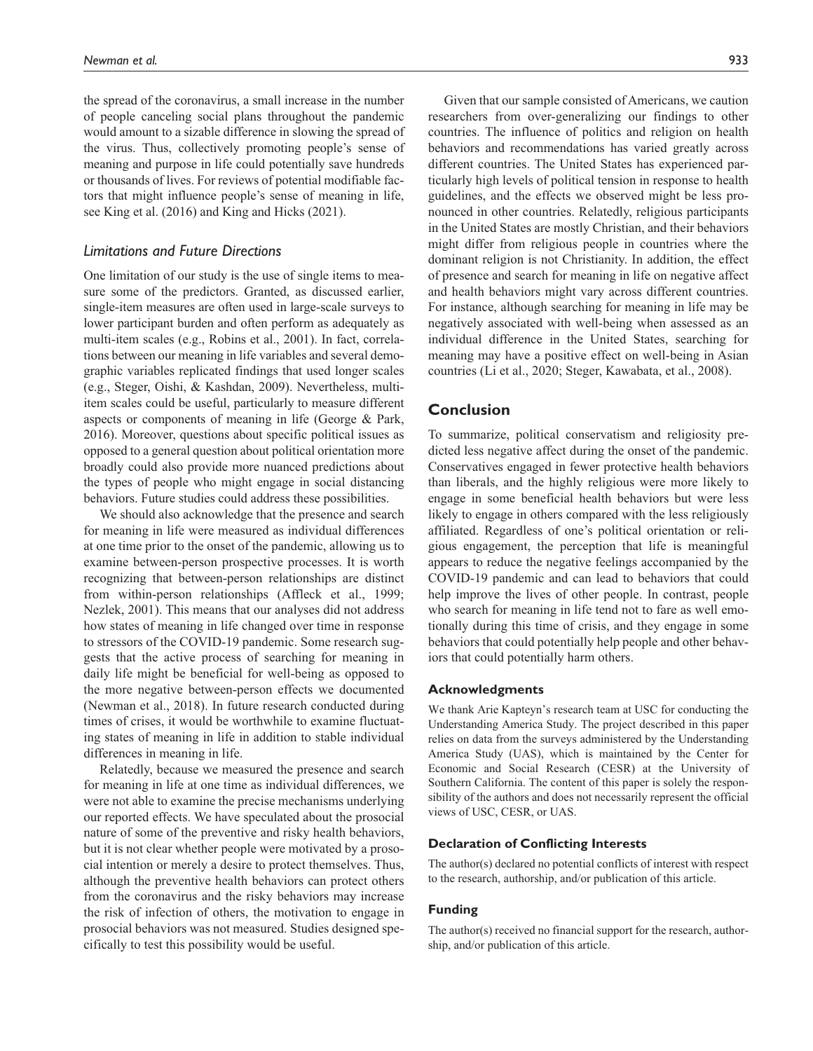the spread of the coronavirus, a small increase in the number of people canceling social plans throughout the pandemic would amount to a sizable difference in slowing the spread of the virus. Thus, collectively promoting people's sense of meaning and purpose in life could potentially save hundreds or thousands of lives. For reviews of potential modifiable factors that might influence people's sense of meaning in life, see King et al. (2016) and King and Hicks (2021).

### *Limitations and Future Directions*

One limitation of our study is the use of single items to measure some of the predictors. Granted, as discussed earlier, single-item measures are often used in large-scale surveys to lower participant burden and often perform as adequately as multi-item scales (e.g., Robins et al., 2001). In fact, correlations between our meaning in life variables and several demographic variables replicated findings that used longer scales (e.g., Steger, Oishi, & Kashdan, 2009). Nevertheless, multi-item scales could be useful, particularly to measure different aspects or components of meaning in life (George & Park, 2016). Moreover, questions about specific political issues as opposed to a general question about political orientation more broadly could also provide more nuanced predictions about the types of people who might engage in social distancing behaviors. Future studies could address these possibilities.

We should also acknowledge that the presence and search for meaning in life were measured as individual differences at one time prior to the onset of the pandemic, allowing us to examine between-person prospective processes. It is worth recognizing that between-person relationships are distinct from within-person relationships (Affleck et al., 1999; Nezlek, 2001). This means that our analyses did not address how states of meaning in life changed over time in response to stressors of the COVID-19 pandemic. Some research suggests that the active process of searching for meaning in daily life might be beneficial for well-being as opposed to the more negative between-person effects we documented (Newman et al., 2018). In future research conducted during times of crises, it would be worthwhile to examine fluctuating states of meaning in life in addition to stable individual differences in meaning in life.

Relatedly, because we measured the presence and search for meaning in life at one time as individual differences, we were not able to examine the precise mechanisms underlying our reported effects. We have speculated about the prosocial nature of some of the preventive and risky health behaviors, but it is not clear whether people were motivated by a prosocial intention or merely a desire to protect themselves. Thus, although the preventive health behaviors can protect others from the coronavirus and the risky behaviors may increase the risk of infection of others, the motivation to engage in prosocial behaviors was not measured. Studies designed specifically to test this possibility would be useful.

Given that our sample consisted of Americans, we caution researchers from over-generalizing our findings to other countries. The influence of politics and religion on health behaviors and recommendations has varied greatly across different countries. The United States has experienced particularly high levels of political tension in response to health guidelines, and the effects we observed might be less pronounced in other countries. Relatedly, religious participants in the United States are mostly Christian, and their behaviors might differ from religious people in countries where the dominant religion is not Christianity. In addition, the effect of presence and search for meaning in life on negative affect and health behaviors might vary across different countries. For instance, although searching for meaning in life may be negatively associated with well-being when assessed as an individual difference in the United States, searching for meaning may have a positive effect on well-being in Asian countries (Li et al., 2020; Steger, Kawabata, et al., 2008).

## Conclusion

To summarize, political conservatism and religiosity predicted less negative affect during the onset of the pandemic. Conservatives engaged in fewer protective health behaviors than liberals, and the highly religious were more likely to engage in some beneficial health behaviors but were less likely to engage in others compared with the less religiously affiliated. Regardless of one's political orientation or religious engagement, the perception that life is meaningful appears to reduce the negative feelings accompanied by the COVID-19 pandemic and can lead to behaviors that could help improve the lives of other people. In contrast, people who search for meaning in life tend not to fare as well emotionally during this time of crisis, and they engage in some behaviors that could potentially help people and other behaviors that could potentially harm others.

#### Acknowledgments

We thank Arie Kapteyn's research team at USC for conducting the Understanding America Study. The project described in this paper relies on data from the surveys administered by the Understanding America Study (UAS), which is maintained by the Center for Economic and Social Research (CESR) at the University of Southern California. The content of this paper is solely the responsibility of the authors and does not necessarily represent the official views of USC, CESR, or UAS.

#### Declaration of Conflicting Interests

The author(s) declared no potential conflicts of interest with respect to the research, authorship, and/or publication of this article.

#### Funding

The author(s) received no financial support for the research, authorship, and/or publication of this article.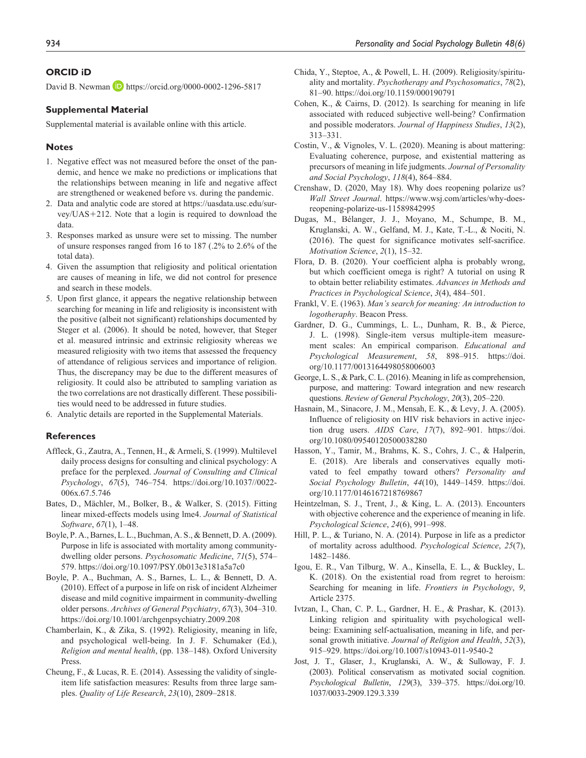## ORCID iD

David B. Newman https://orcid.org/0000-0002-1296-5817

## Supplemental Material

Supplemental material is available online with this article.

## Notes

1. Negative effect was not measured before the onset of the pandemic, and hence we make no predictions or implications that the relationships between meaning in life and negative affect are strengthened or weakened before vs. during the pandemic.
2. Data and analytic code are stored at https://uasdata.usc.edu/survey/UAS+212. Note that a login is required to download the data.
3. Responses marked as unsure were set to missing. The number of unsure responses ranged from 16 to 187 (.2% to 2.6% of the total data).
4. Given the assumption that religiosity and political orientation are causes of meaning in life, we did not control for presence and search in these models.
5. Upon first glance, it appears the negative relationship between searching for meaning in life and religiosity is inconsistent with the positive (albeit not significant) relationships documented by Steger et al. (2006). It should be noted, however, that Steger et al. measured intrinsic and extrinsic religiosity whereas we measured religiosity with two items that assessed the frequency of attendance of religious services and importance of religion. Thus, the discrepancy may be due to the different measures of religiosity. It could also be attributed to sampling variation as the two correlations are not drastically different. These possibilities would need to be addressed in future studies.
6. Analytic details are reported in the Supplemental Materials.

## References

Affleck, G., Zautra, A., Tennen, H., & Armeli, S. (1999). Multilevel daily process designs for consulting and clinical psychology: A preface for the perplexed. *Journal of Consulting and Clinical Psychology*, *67*(5), 746–754. https://doi.org/10.1037//0022-006x.67.5.746

Bates, D., Mächler, M., Bolker, B., & Walker, S. (2015). Fitting linear mixed-effects models using lme4. *Journal of Statistical Software*, *67*(1), 1–48.

Boyle, P. A., Barnes, L. L., Buchman, A. S., & Bennett, D. A. (2009). Purpose in life is associated with mortality among community-dwelling older persons. *Psychosomatic Medicine*, *71*(5), 574–579. https://doi.org/10.1097/PSY.0b013e3181a5a7c0

Boyle, P. A., Buchman, A. S., Barnes, L. L., & Bennett, D. A. (2010). Effect of a purpose in life on risk of incident Alzheimer disease and mild cognitive impairment in community-dwelling older persons. *Archives of General Psychiatry*, *67*(3), 304–310. https://doi.org/10.1001/archgenpsychiatry.2009.208

Chamberlain, K., & Zika, S. (1992). Religiosity, meaning in life, and psychological well-being. In J. F. Schumaker (Ed.), *Religion and mental health*, (pp. 138–148). Oxford University Press.

Cheung, F., & Lucas, R. E. (2014). Assessing the validity of single-item life satisfaction measures: Results from three large samples. *Quality of Life Research*, *23*(10), 2809–2818.

Chida, Y., Steptoe, A., & Powell, L. H. (2009). Religiosity/spirituality and mortality. *Psychotherapy and Psychosomatics*, *78*(2), 81–90. https://doi.org/10.1159/000190791

Cohen, K., & Cairns, D. (2012). Is searching for meaning in life associated with reduced subjective well-being? Confirmation and possible moderators. *Journal of Happiness Studies*, *13*(2), 313–331.

Costin, V., & Vignoles, V. L. (2020). Meaning is about mattering: Evaluating coherence, purpose, and existential mattering as precursors of meaning in life judgments. *Journal of Personality and Social Psychology*, *118*(4), 864–884.

Crenshaw, D. (2020, May 18). Why does reopening polarize us? *Wall Street Journal*. https://www.wsj.com/articles/why-does-reopening-polarize-us-11589842995

Dugas, M., Bélanger, J. J., Moyano, M., Schumpe, B. M., Kruglanski, A. W., Gelfand, M. J., Kate, T.-L., & Nociti, N. (2016). The quest for significance motivates self-sacrifice. *Motivation Science*, *2*(1), 15–32.

Flora, D. B. (2020). Your coefficient alpha is probably wrong, but which coefficient omega is right? A tutorial on using R to obtain better reliability estimates. *Advances in Methods and Practices in Psychological Science*, *3*(4), 484–501.

Frankl, V. E. (1963). *Man's search for meaning: An introduction to logotheraphy*. Beacon Press.

Gardner, D. G., Cummings, L. L., Dunham, R. B., & Pierce, J. L. (1998). Single-item versus multiple-item measurement scales: An empirical comparison. *Educational and Psychological Measurement*, *58*, 898–915. https://doi.org/10.1177/0013164498058006003

George, L. S., & Park, C. L. (2016). Meaning in life as comprehension, purpose, and mattering: Toward integration and new research questions. *Review of General Psychology*, *20*(3), 205–220.

Hasnain, M., Sinacore, J. M., Mensah, E. K., & Levy, J. A. (2005). Influence of religiosity on HIV risk behaviors in active injection drug users. *AIDS Care*, *17*(7), 892–901. https://doi.org/10.1080/09540120500038280

Hasson, Y., Tamir, M., Brahms, K. S., Cohrs, J. C., & Halperin, E. (2018). Are liberals and conservatives equally motivated to feel empathy toward others? *Personality and Social Psychology Bulletin*, *44*(10), 1449–1459. https://doi.org/10.1177/0146167218769867

Heintzelman, S. J., Trent, J., & King, L. A. (2013). Encounters with objective coherence and the experience of meaning in life. *Psychological Science*, *24*(6), 991–998.

Hill, P. L., & Turiano, N. A. (2014). Purpose in life as a predictor of mortality across adulthood. *Psychological Science*, *25*(7), 1482–1486.

Igou, E. R., Van Tilburg, W. A., Kinsella, E. L., & Buckley, L. K. (2018). On the existential road from regret to heroism: Searching for meaning in life. *Frontiers in Psychology*, *9*, Article 2375.

Ivtzan, I., Chan, C. P. L., Gardner, H. E., & Prashar, K. (2013). Linking religion and spirituality with psychological well-being: Examining self-actualisation, meaning in life, and personal growth initiative. *Journal of Religion and Health*, *52*(3), 915–929. https://doi.org/10.1007/s10943-011-9540-2

Jost, J. T., Glaser, J., Kruglanski, A. W., & Sulloway, F. J. (2003). Political conservatism as motivated social cognition. *Psychological Bulletin*, *129*(3), 339–375. https://doi.org/10.1037/0033-2909.129.3.339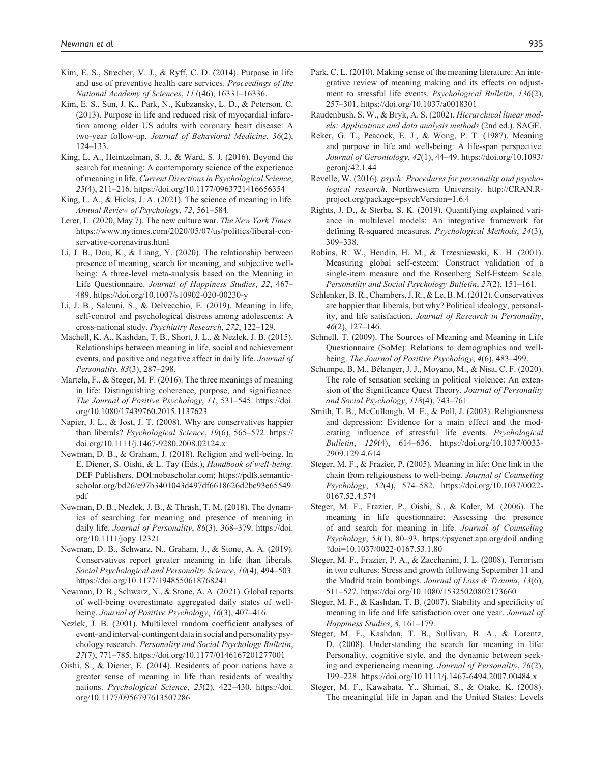Kim, E. S., Strecher, V. J., & Ryff, C. D. (2014). Purpose in life and use of preventive health care services. *Proceedings of the National Academy of Sciences*, *111*(46), 16331–16336.

Kim, E. S., Sun, J. K., Park, N., Kubzansky, L. D., & Peterson, C. (2013). Purpose in life and reduced risk of myocardial infarction among older US adults with coronary heart disease: A two-year follow-up. *Journal of Behavioral Medicine*, *36*(2), 124–133.

King, L. A., Heintzelman, S. J., & Ward, S. J. (2016). Beyond the search for meaning: A contemporary science of the experience of meaning in life. *Current Directions in Psychological Science*, *25*(4), 211–216. https://doi.org/10.1177/0963721416656354

King, L. A., & Hicks, J. A. (2021). The science of meaning in life. *Annual Review of Psychology*, *72*, 561–584.

Lerer, L. (2020, May 7). The new culture war. *The New York Times*. https://www.nytimes.com/2020/05/07/us/politics/liberal-conservative-coronavirus.html

Li, J. B., Dou, K., & Liang, Y. (2020). The relationship between presence of meaning, search for meaning, and subjective well-being: A three-level meta-analysis based on the Meaning in Life Questionnaire. *Journal of Happiness Studies*, *22*, 467–489. https://doi.org/10.1007/s10902-020-00230-y

Li, J. B., Salcuni, S., & Delvecchio, E. (2019). Meaning in life, self-control and psychological distress among adolescents: A cross-national study. *Psychiatry Research*, *272*, 122–129.

Machell, K. A., Kashdan, T. B., Short, J. L., & Nezlek, J. B. (2015). Relationships between meaning in life, social and achievement events, and positive and negative affect in daily life. *Journal of Personality*, *83*(3), 287–298.

Martela, F., & Steger, M. F. (2016). The three meanings of meaning in life: Distinguishing coherence, purpose, and significance. *The Journal of Positive Psychology*, *11*, 531–545. https://doi.org/10.1080/17439760.2015.1137623

Napier, J. L., & Jost, J. T. (2008). Why are conservatives happier than liberals? *Psychological Science*, *19*(6), 565–572. https://doi.org/10.1111/j.1467-9280.2008.02124.x

Newman, D. B., & Graham, J. (2018). Religion and well-being. In E. Diener, S. Oishi, & L. Tay (Eds.), *Handbook of well-being*. DEF Publishers. DOI:nobascholar.com; https://pdfs.semanticscholar.org/bd26/e97b3401043d497df6618626d2bc93e65549.pdf

Newman, D. B., Nezlek, J. B., & Thrash, T. M. (2018). The dynamics of searching for meaning and presence of meaning in daily life. *Journal of Personality*, *86*(3), 368–379. https://doi.org/10.1111/jopy.12321

Newman, D. B., Schwarz, N., Graham, J., & Stone, A. A. (2019). Conservatives report greater meaning in life than liberals. *Social Psychological and Personality Science*, *10*(4), 494–503. https://doi.org/10.1177/1948550618768241

Newman, D. B., Schwarz, N., & Stone, A. A. (2021). Global reports of well-being overestimate aggregated daily states of well-being. *Journal of Positive Psychology*, *16*(3), 407–416.

Nezlek, J. B. (2001). Multilevel random coefficient analyses of event- and interval-contingent data in social and personality psychology research. *Personality and Social Psychology Bulletin*, *27*(7), 771–785. https://doi.org/10.1177/0146167201277001

Oishi, S., & Diener, E. (2014). Residents of poor nations have a greater sense of meaning in life than residents of wealthy nations. *Psychological Science*, *25*(2), 422–430. https://doi.org/10.1177/0956797613507286

Park, C. L. (2010). Making sense of the meaning literature: An integrative review of meaning making and its effects on adjustment to stressful life events. *Psychological Bulletin*, *136*(2), 257–301. https://doi.org/10.1037/a0018301

Raudenbush, S. W., & Bryk, A. S. (2002). *Hierarchical linear models: Applications and data analysis methods* (2nd ed.). SAGE.

Reker, G. T., Peacock, E. J., & Wong, P. T. (1987). Meaning and purpose in life and well-being: A life-span perspective. *Journal of Gerontology*, *42*(1), 44–49. https://doi.org/10.1093/geronj/42.1.44

Revelle, W. (2016). *psych: Procedures for personality and psychological research*. Northwestern University. http://CRAN.R-project.org/package=psychVersion=1.6.4

Rights, J. D., & Sterba, S. K. (2019). Quantifying explained variance in multilevel models: An integrative framework for defining R-squared measures. *Psychological Methods*, *24*(3), 309–338.

Robins, R. W., Hendin, H. M., & Trzesniewski, K. H. (2001). Measuring global self-esteem: Construct validation of a single-item measure and the Rosenberg Self-Esteem Scale. *Personality and Social Psychology Bulletin*, *27*(2), 151–161.

Schlenker, B. R., Chambers, J. R., & Le, B. M. (2012). Conservatives are happier than liberals, but why? Political ideology, personality, and life satisfaction. *Journal of Research in Personality*, *46*(2), 127–146.

Schnell, T. (2009). The Sources of Meaning and Meaning in Life Questionnaire (SoMe): Relations to demographics and well-being. *The Journal of Positive Psychology*, *4*(6), 483–499.

Schumpe, B. M., Bélanger, J. J., Moyano, M., & Nisa, C. F. (2020). The role of sensation seeking in political violence: An extension of the Significance Quest Theory. *Journal of Personality and Social Psychology*, *118*(4), 743–761.

Smith, T. B., McCullough, M. E., & Poll, J. (2003). Religiousness and depression: Evidence for a main effect and the moderating influence of stressful life events. *Psychological Bulletin*, *129*(4), 614–636. https://doi.org/10.1037/0033-2909.129.4.614

Steger, M. F., & Frazier, P. (2005). Meaning in life: One link in the chain from religiousness to well-being. *Journal of Counseling Psychology*, *52*(4), 574–582. https://doi.org/10.1037/0022-0167.52.4.574

Steger, M. F., Frazier, P., Oishi, S., & Kaler, M. (2006). The meaning in life questionnaire: Assessing the presence of and search for meaning in life. *Journal of Counseling Psychology*, *53*(1), 80–93. https://psycnet.apa.org/doiLanding?doi=10.1037/0022-0167.53.1.80

Steger, M. F., Frazier, P. A., & Zacchanini, J. L. (2008). Terrorism in two cultures: Stress and growth following September 11 and the Madrid train bombings. *Journal of Loss & Trauma*, *13*(6), 511–527. https://doi.org/10.1080/15325020802173660

Steger, M. F., & Kashdan, T. B. (2007). Stability and specificity of meaning in life and life satisfaction over one year. *Journal of Happiness Studies*, *8*, 161–179.

Steger, M. F., Kashdan, T. B., Sullivan, B. A., & Lorentz, D. (2008). Understanding the search for meaning in life: Personality, cognitive style, and the dynamic between seeking and experiencing meaning. *Journal of Personality*, *76*(2), 199–228. https://doi.org/10.1111/j.1467-6494.2007.00484.x

Steger, M. F., Kawabata, Y., Shimai, S., & Otake, K. (2008). The meaningful life in Japan and the United States: Levels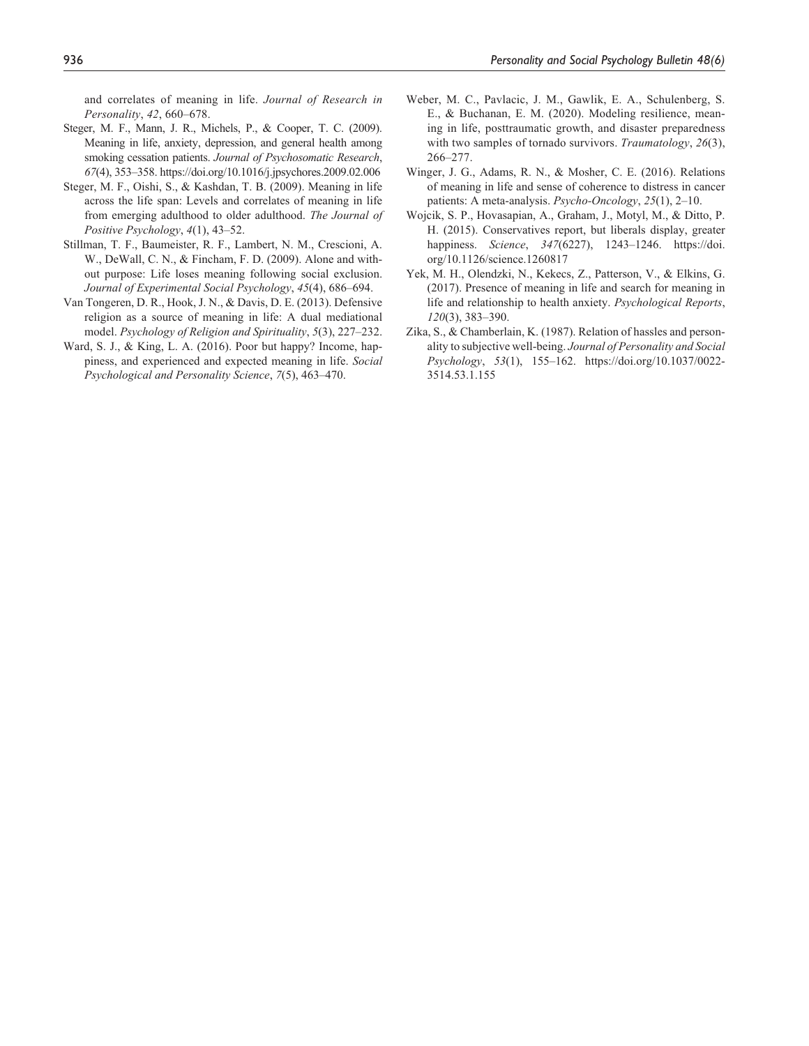and correlates of meaning in life. *Journal of Research in Personality*, *42*, 660–678.

Steger, M. F., Mann, J. R., Michels, P., & Cooper, T. C. (2009). Meaning in life, anxiety, depression, and general health among smoking cessation patients. *Journal of Psychosomatic Research*, *67*(4), 353–358. https://doi.org/10.1016/j.jpsychores.2009.02.006

Steger, M. F., Oishi, S., & Kashdan, T. B. (2009). Meaning in life across the life span: Levels and correlates of meaning in life from emerging adulthood to older adulthood. *The Journal of Positive Psychology*, *4*(1), 43–52.

Stillman, T. F., Baumeister, R. F., Lambert, N. M., Crescioni, A. W., DeWall, C. N., & Fincham, F. D. (2009). Alone and without purpose: Life loses meaning following social exclusion. *Journal of Experimental Social Psychology*, *45*(4), 686–694.

Van Tongeren, D. R., Hook, J. N., & Davis, D. E. (2013). Defensive religion as a source of meaning in life: A dual mediational model. *Psychology of Religion and Spirituality*, *5*(3), 227–232.

Ward, S. J., & King, L. A. (2016). Poor but happy? Income, happiness, and experienced and expected meaning in life. *Social Psychological and Personality Science*, *7*(5), 463–470.

Weber, M. C., Pavlacic, J. M., Gawlik, E. A., Schulenberg, S. E., & Buchanan, E. M. (2020). Modeling resilience, meaning in life, posttraumatic growth, and disaster preparedness with two samples of tornado survivors. *Traumatology*, *26*(3), 266–277.

Winger, J. G., Adams, R. N., & Mosher, C. E. (2016). Relations of meaning in life and sense of coherence to distress in cancer patients: A meta-analysis. *Psycho-Oncology*, *25*(1), 2–10.

Wojcik, S. P., Hovasapian, A., Graham, J., Motyl, M., & Ditto, P. H. (2015). Conservatives report, but liberals display, greater happiness. *Science*, *347*(6227), 1243–1246. https://doi.org/10.1126/science.1260817

Yek, M. H., Olendzki, N., Kekecs, Z., Patterson, V., & Elkins, G. (2017). Presence of meaning in life and search for meaning in life and relationship to health anxiety. *Psychological Reports*, *120*(3), 383–390.

Zika, S., & Chamberlain, K. (1987). Relation of hassles and personality to subjective well-being. *Journal of Personality and Social Psychology*, *53*(1), 155–162. https://doi.org/10.1037/0022-3514.53.1.155